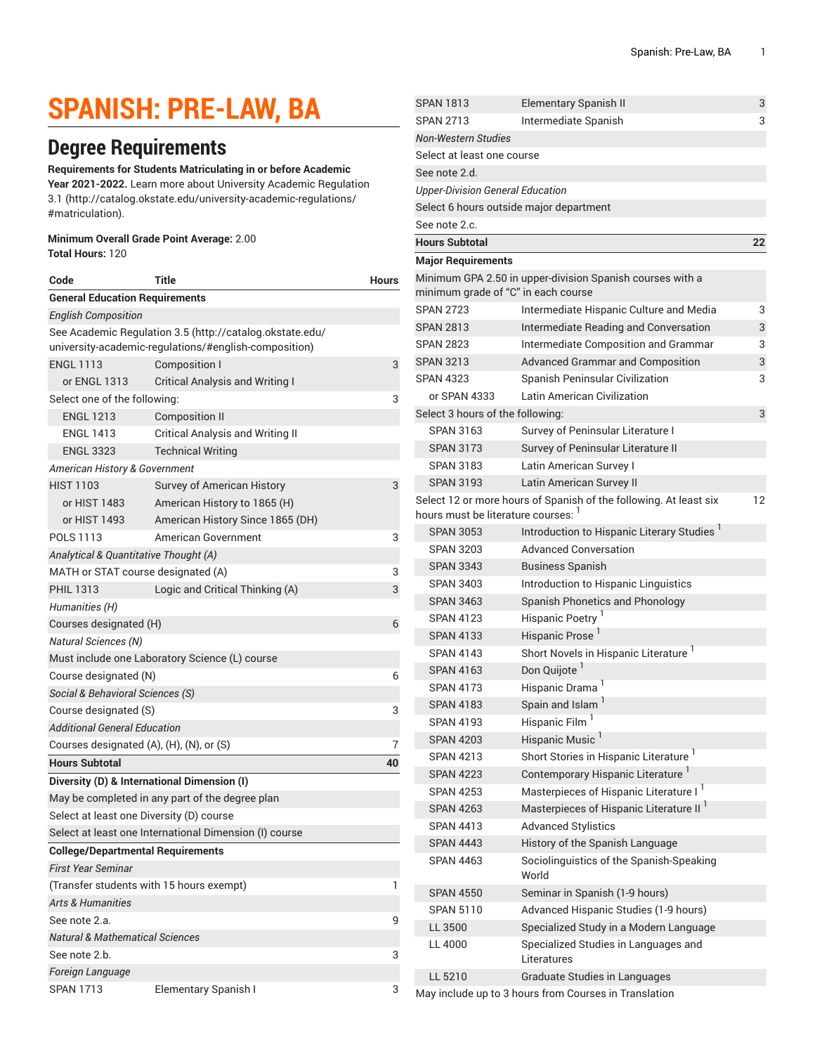# SPANISH: PRE-LAW, BA

## Degree Requirements

**Requirements for Students Matriculating in or before Academic Year 2021-2022.** Learn more about University Academic Regulation 3.1 (http://catalog.okstate.edu/university-academic-regulations/#matriculation).

**Minimum Overall Grade Point Average:** 2.00
**Total Hours:** 120

| Code | Title | Hours |
|---|---|---|
| **General Education Requirements** | | |
| *English Composition* | | |
| See Academic Regulation 3.5 (http://catalog.okstate.edu/university-academic-regulations/#english-composition) | | |
| ENGL 1113 | Composition I | 3 |
| or ENGL 1313 | Critical Analysis and Writing I | |
| Select one of the following: | | 3 |
| ENGL 1213 | Composition II | |
| ENGL 1413 | Critical Analysis and Writing II | |
| ENGL 3323 | Technical Writing | |
| *American History & Government* | | |
| HIST 1103 | Survey of American History | 3 |
| or HIST 1483 | American History to 1865 (H) | |
| or HIST 1493 | American History Since 1865 (DH) | |
| POLS 1113 | American Government | 3 |
| *Analytical & Quantitative Thought (A)* | | |
| MATH or STAT course designated (A) | | 3 |
| PHIL 1313 | Logic and Critical Thinking (A) | 3 |
| *Humanities (H)* | | |
| Courses designated (H) | | 6 |
| *Natural Sciences (N)* | | |
| Must include one Laboratory Science (L) course | | |
| Course designated (N) | | 6 |
| *Social & Behavioral Sciences (S)* | | |
| Course designated (S) | | 3 |
| *Additional General Education* | | |
| Courses designated (A), (H), (N), or (S) | | 7 |
| **Hours Subtotal** | | **40** |
| **Diversity (D) & International Dimension (I)** | | |
| May be completed in any part of the degree plan | | |
| Select at least one Diversity (D) course | | |
| Select at least one International Dimension (I) course | | |
| **College/Departmental Requirements** | | |
| *First Year Seminar* | | |
| (Transfer students with 15 hours exempt) | | 1 |
| *Arts & Humanities* | | |
| See note 2.a. | | 9 |
| *Natural & Mathematical Sciences* | | |
| See note 2.b. | | 3 |
| *Foreign Language* | | |
| SPAN 1713 | Elementary Spanish I | 3 |
| SPAN 1813 | Elementary Spanish II | 3 |
| SPAN 2713 | Intermediate Spanish | 3 |
| *Non-Western Studies* | | |
| Select at least one course | | |
| See note 2.d. | | |
| *Upper-Division General Education* | | |
| Select 6 hours outside major department | | |
| See note 2.c. | | |
| **Hours Subtotal** | | **22** |
| **Major Requirements** | | |
| Minimum GPA 2.50 in upper-division Spanish courses with a minimum grade of "C" in each course | | |
| SPAN 2723 | Intermediate Hispanic Culture and Media | 3 |
| SPAN 2813 | Intermediate Reading and Conversation | 3 |
| SPAN 2823 | Intermediate Composition and Grammar | 3 |
| SPAN 3213 | Advanced Grammar and Composition | 3 |
| SPAN 4323 | Spanish Peninsular Civilization | 3 |
| or SPAN 4333 | Latin American Civilization | |
| Select 3 hours of the following: | | 3 |
| SPAN 3163 | Survey of Peninsular Literature I | |
| SPAN 3173 | Survey of Peninsular Literature II | |
| SPAN 3183 | Latin American Survey I | |
| SPAN 3193 | Latin American Survey II | |
| Select 12 or more hours of Spanish of the following. At least six hours must be literature courses: [1] | | 12 |
| SPAN 3053 | Introduction to Hispanic Literary Studies [1] | |
| SPAN 3203 | Advanced Conversation | |
| SPAN 3343 | Business Spanish | |
| SPAN 3403 | Introduction to Hispanic Linguistics | |
| SPAN 3463 | Spanish Phonetics and Phonology | |
| SPAN 4123 | Hispanic Poetry [1] | |
| SPAN 4133 | Hispanic Prose [1] | |
| SPAN 4143 | Short Novels in Hispanic Literature [1] | |
| SPAN 4163 | Don Quijote [1] | |
| SPAN 4173 | Hispanic Drama [1] | |
| SPAN 4183 | Spain and Islam [1] | |
| SPAN 4193 | Hispanic Film [1] | |
| SPAN 4203 | Hispanic Music [1] | |
| SPAN 4213 | Short Stories in Hispanic Literature [1] | |
| SPAN 4223 | Contemporary Hispanic Literature [1] | |
| SPAN 4253 | Masterpieces of Hispanic Literature I [1] | |
| SPAN 4263 | Masterpieces of Hispanic Literature II [1] | |
| SPAN 4413 | Advanced Stylistics | |
| SPAN 4443 | History of the Spanish Language | |
| SPAN 4463 | Sociolinguistics of the Spanish-Speaking World | |
| SPAN 4550 | Seminar in Spanish (1-9 hours) | |
| SPAN 5110 | Advanced Hispanic Studies (1-9 hours) | |
| LL 3500 | Specialized Study in a Modern Language | |
| LL 4000 | Specialized Studies in Languages and Literatures | |
| LL 5210 | Graduate Studies in Languages | |
| May include up to 3 hours from Courses in Translation | | |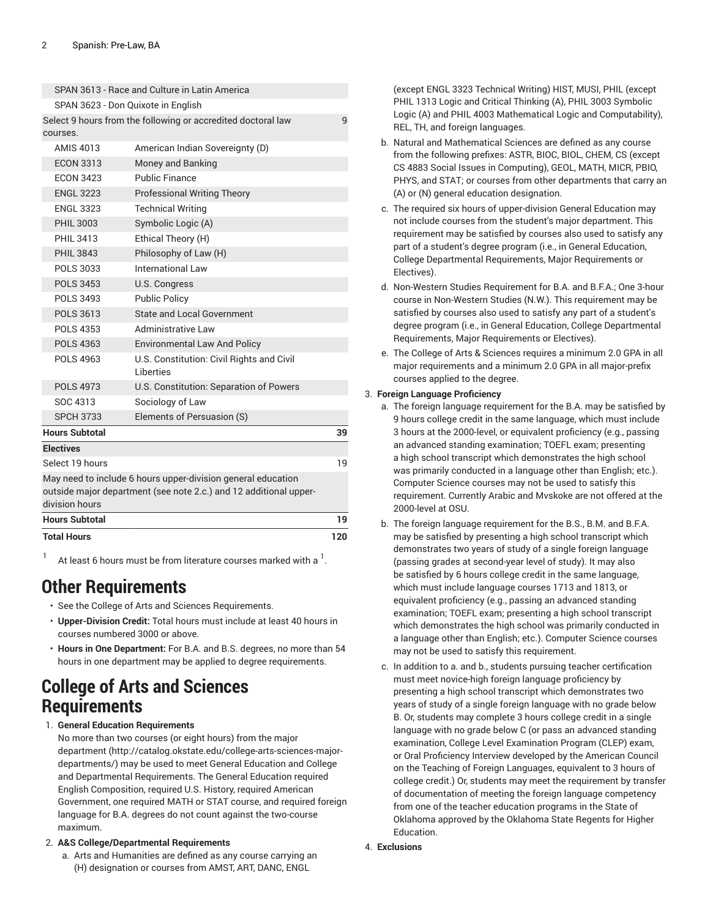| | | |
|---|---|---|
| SPAN 3613 - Race and Culture in Latin America | | |
| SPAN 3623 - Don Quixote in English | | |
| Select 9 hours from the following or accredited doctoral law courses. | | 9 |
| AMIS 4013 | American Indian Sovereignty (D) | |
| ECON 3313 | Money and Banking | |
| ECON 3423 | Public Finance | |
| ENGL 3223 | Professional Writing Theory | |
| ENGL 3323 | Technical Writing | |
| PHIL 3003 | Symbolic Logic (A) | |
| PHIL 3413 | Ethical Theory (H) | |
| PHIL 3843 | Philosophy of Law (H) | |
| POLS 3033 | International Law | |
| POLS 3453 | U.S. Congress | |
| POLS 3493 | Public Policy | |
| POLS 3613 | State and Local Government | |
| POLS 4353 | Administrative Law | |
| POLS 4363 | Environmental Law And Policy | |
| POLS 4963 | U.S. Constitution: Civil Rights and Civil Liberties | |
| POLS 4973 | U.S. Constitution: Separation of Powers | |
| SOC 4313 | Sociology of Law | |
| SPCH 3733 | Elements of Persuasion (S) | |
| **Hours Subtotal** | | **39** |
| **Electives** | | |
| Select 19 hours | | 19 |
| May need to include 6 hours upper-division general education outside major department (see note 2.c.) and 12 additional upper-division hours | | |
| **Hours Subtotal** | | **19** |
| **Total Hours** | | **120** |

[1] At least 6 hours must be from literature courses marked with a [1].

# Other Requirements

- See the College of Arts and Sciences Requirements.
- **Upper-Division Credit:** Total hours must include at least 40 hours in courses numbered 3000 or above.
- **Hours in One Department:** For B.A. and B.S. degrees, no more than 54 hours in one department may be applied to degree requirements.

# College of Arts and Sciences Requirements

1. **General Education Requirements**
   No more than two courses (or eight hours) from the major department (http://catalog.okstate.edu/college-arts-sciences-major-departments/) may be used to meet General Education and College and Departmental Requirements. The General Education required English Composition, required U.S. History, required American Government, one required MATH or STAT course, and required foreign language for B.A. degrees do not count against the two-course maximum.
2. **A&S College/Departmental Requirements**
   a. Arts and Humanities are defined as any course carrying an (H) designation or courses from AMST, ART, DANC, ENGL (except ENGL 3323 Technical Writing) HIST, MUSI, PHIL (except PHIL 1313 Logic and Critical Thinking (A), PHIL 3003 Symbolic Logic (A) and PHIL 4003 Mathematical Logic and Computability), REL, TH, and foreign languages.
   b. Natural and Mathematical Sciences are defined as any course from the following prefixes: ASTR, BIOC, BIOL, CHEM, CS (except CS 4883 Social Issues in Computing), GEOL, MATH, MICR, PBIO, PHYS, and STAT; or courses from other departments that carry an (A) or (N) general education designation.
   c. The required six hours of upper-division General Education may not include courses from the student's major department. This requirement may be satisfied by courses also used to satisfy any part of a student's degree program (i.e., in General Education, College Departmental Requirements, Major Requirements or Electives).
   d. Non-Western Studies Requirement for B.A. and B.F.A.; One 3-hour course in Non-Western Studies (N.W.). This requirement may be satisfied by courses also used to satisfy any part of a student's degree program (i.e., in General Education, College Departmental Requirements, Major Requirements or Electives).
   e. The College of Arts & Sciences requires a minimum 2.0 GPA in all major requirements and a minimum 2.0 GPA in all major-prefix courses applied to the degree.
3. **Foreign Language Proficiency**
   a. The foreign language requirement for the B.A. may be satisfied by 9 hours college credit in the same language, which must include 3 hours at the 2000-level, or equivalent proficiency (e.g., passing an advanced standing examination; TOEFL exam; presenting a high school transcript which demonstrates the high school was primarily conducted in a language other than English; etc.). Computer Science courses may not be used to satisfy this requirement. Currently Arabic and Mvskoke are not offered at the 2000-level at OSU.
   b. The foreign language requirement for the B.S., B.M. and B.F.A. may be satisfied by presenting a high school transcript which demonstrates two years of study of a single foreign language (passing grades at second-year level of study). It may also be satisfied by 6 hours college credit in the same language, which must include language courses 1713 and 1813, or equivalent proficiency (e.g., passing an advanced standing examination; TOEFL exam; presenting a high school transcript which demonstrates the high school was primarily conducted in a language other than English; etc.). Computer Science courses may not be used to satisfy this requirement.
   c. In addition to a. and b., students pursuing teacher certification must meet novice-high foreign language proficiency by presenting a high school transcript which demonstrates two years of study of a single foreign language with no grade below B. Or, students may complete 3 hours college credit in a single language with no grade below C (or pass an advanced standing examination, College Level Examination Program (CLEP) exam, or Oral Proficiency Interview developed by the American Council on the Teaching of Foreign Languages, equivalent to 3 hours of college credit.) Or, students may meet the requirement by transfer of documentation of meeting the foreign language competency from one of the teacher education programs in the State of Oklahoma approved by the Oklahoma State Regents for Higher Education.
4. **Exclusions**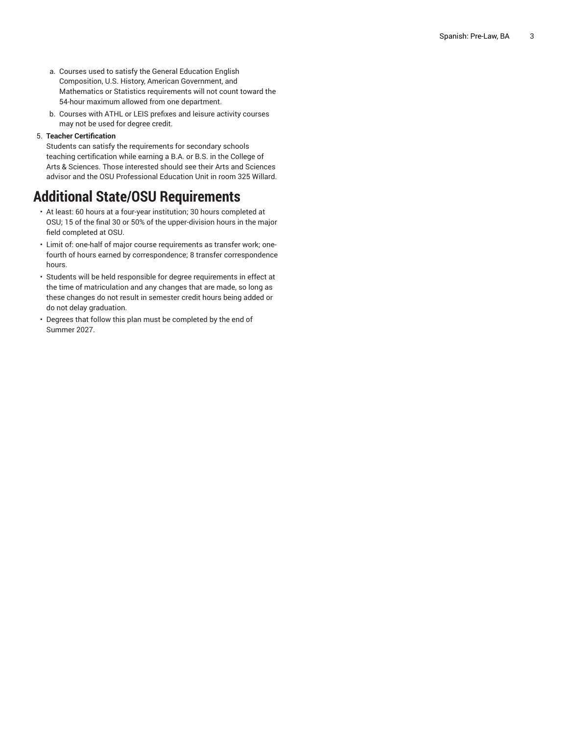a. Courses used to satisfy the General Education English Composition, U.S. History, American Government, and Mathematics or Statistics requirements will not count toward the 54-hour maximum allowed from one department.
   b. Courses with ATHL or LEIS prefixes and leisure activity courses may not be used for degree credit.
5. **Teacher Certification**
   Students can satisfy the requirements for secondary schools teaching certification while earning a B.A. or B.S. in the College of Arts & Sciences. Those interested should see their Arts and Sciences advisor and the OSU Professional Education Unit in room 325 Willard.

## Additional State/OSU Requirements

- At least: 60 hours at a four-year institution; 30 hours completed at OSU; 15 of the final 30 or 50% of the upper-division hours in the major field completed at OSU.
- Limit of: one-half of major course requirements as transfer work; one-fourth of hours earned by correspondence; 8 transfer correspondence hours.
- Students will be held responsible for degree requirements in effect at the time of matriculation and any changes that are made, so long as these changes do not result in semester credit hours being added or do not delay graduation.
- Degrees that follow this plan must be completed by the end of Summer 2027.